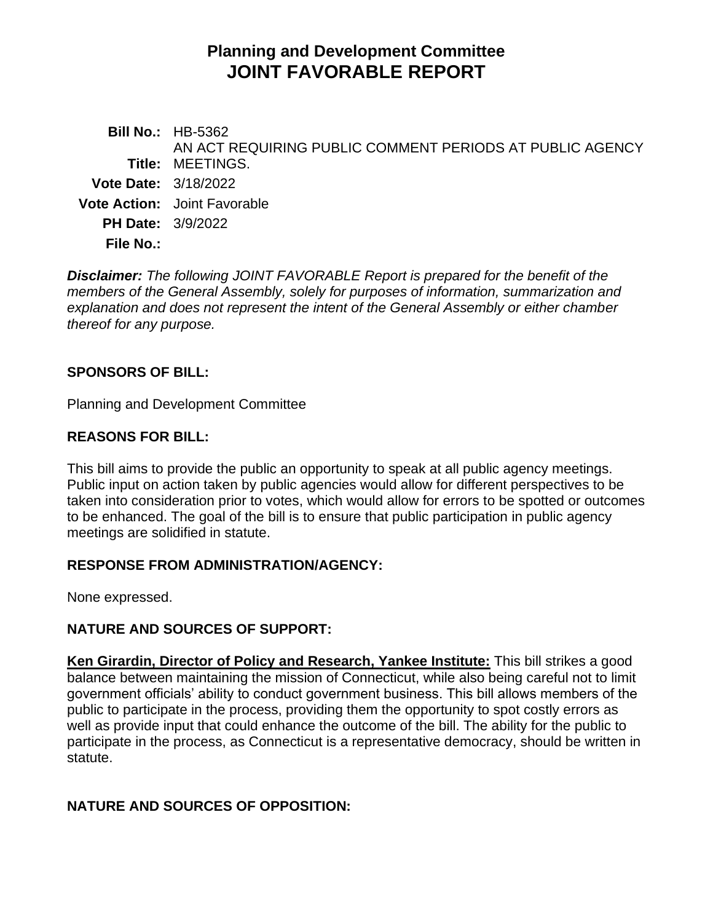# Planning and Development Committee
# JOINT FAVORABLE REPORT

**Bill No.:** HB-5362

**Title:** AN ACT REQUIRING PUBLIC COMMENT PERIODS AT PUBLIC AGENCY MEETINGS.

**Vote Date:** 3/18/2022

**Vote Action:** Joint Favorable

**PH Date:** 3/9/2022

**File No.:**

***Disclaimer:*** *The following JOINT FAVORABLE Report is prepared for the benefit of the members of the General Assembly, solely for purposes of information, summarization and explanation and does not represent the intent of the General Assembly or either chamber thereof for any purpose.*

## SPONSORS OF BILL:

Planning and Development Committee

## REASONS FOR BILL:

This bill aims to provide the public an opportunity to speak at all public agency meetings. Public input on action taken by public agencies would allow for different perspectives to be taken into consideration prior to votes, which would allow for errors to be spotted or outcomes to be enhanced. The goal of the bill is to ensure that public participation in public agency meetings are solidified in statute.

## RESPONSE FROM ADMINISTRATION/AGENCY:

None expressed.

## NATURE AND SOURCES OF SUPPORT:

**Ken Girardin, Director of Policy and Research, Yankee Institute:** This bill strikes a good balance between maintaining the mission of Connecticut, while also being careful not to limit government officials' ability to conduct government business. This bill allows members of the public to participate in the process, providing them the opportunity to spot costly errors as well as provide input that could enhance the outcome of the bill. The ability for the public to participate in the process, as Connecticut is a representative democracy, should be written in statute.

## NATURE AND SOURCES OF OPPOSITION: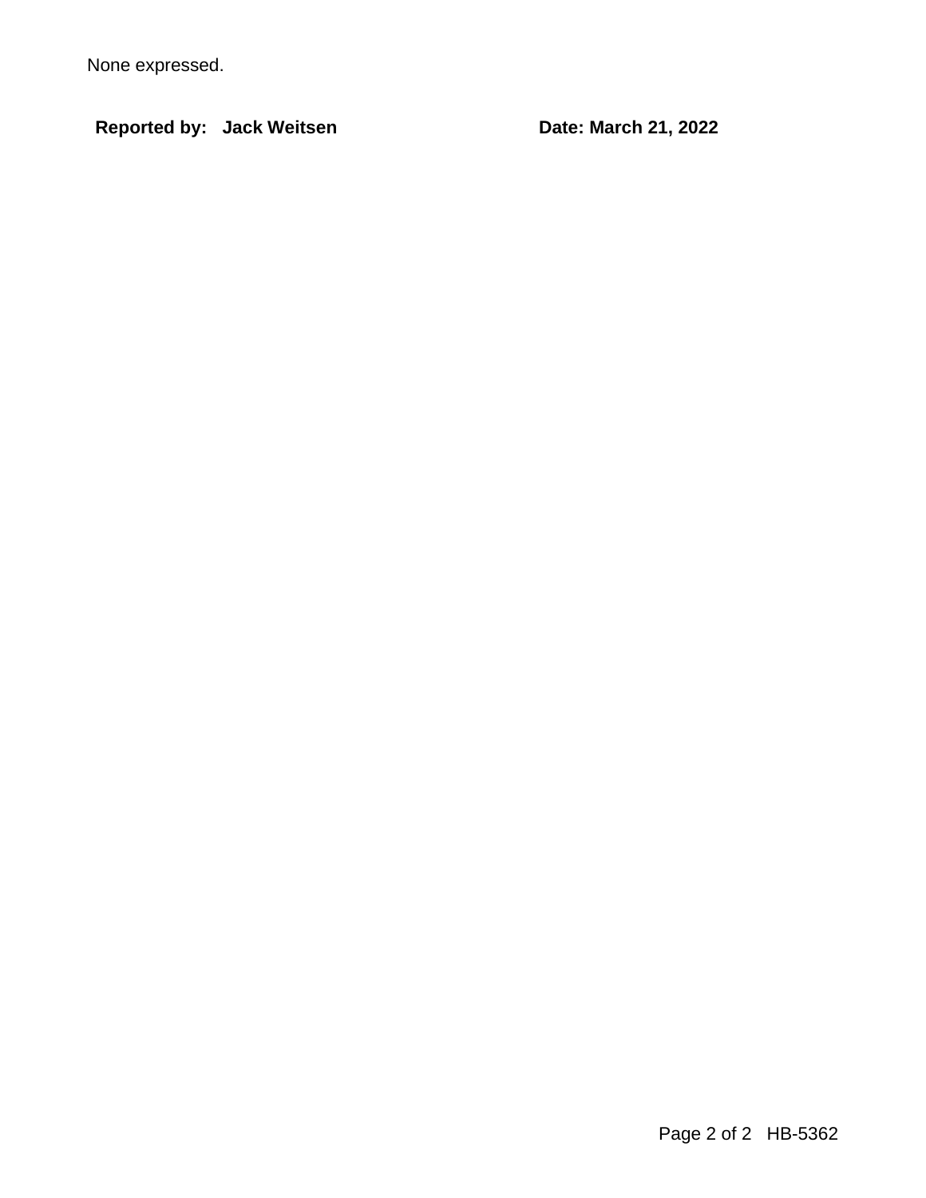None expressed.

**Reported by: Jack Weitsen** **Date: March 21, 2022**